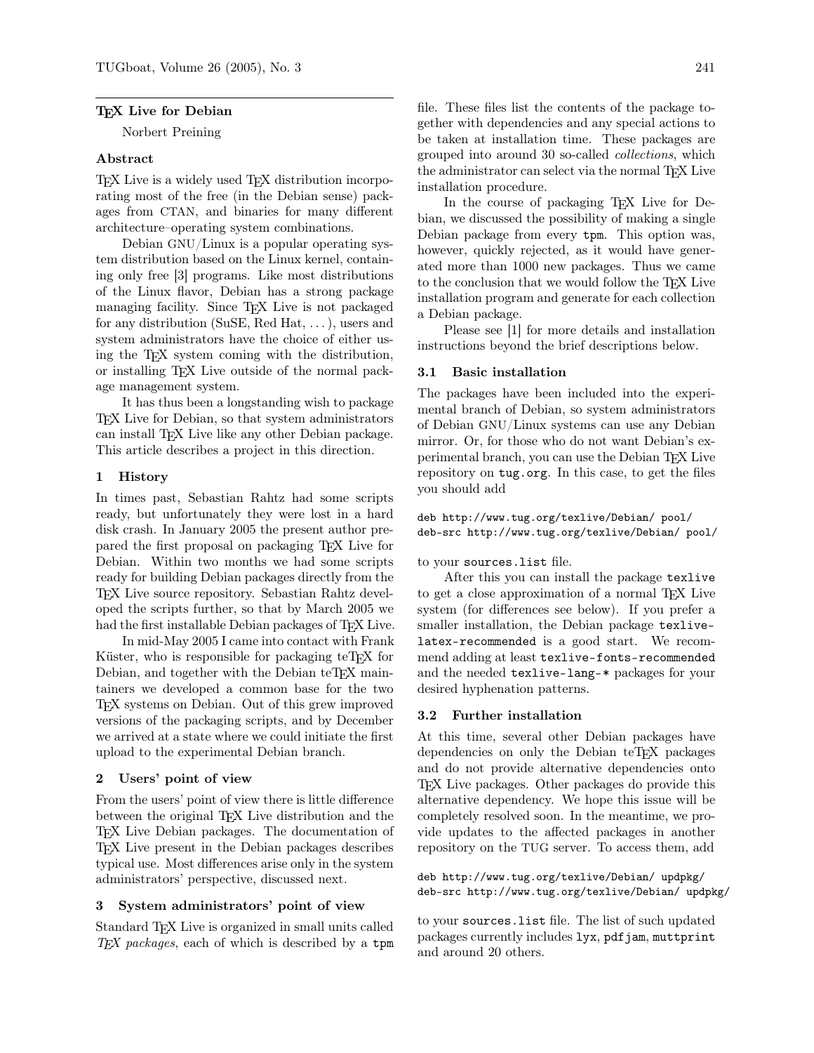## TeX Live for Debian

Norbert Preining

### Abstract

TeX Live is a widely used TeX distribution incorporating most of the free (in the Debian sense) packages from CTAN, and binaries for many different architecture–operating system combinations.

Debian GNU/Linux is a popular operating system distribution based on the Linux kernel, containing only free [3] programs. Like most distributions of the Linux flavor, Debian has a strong package managing facility. Since TeX Live is not packaged for any distribution (SuSE, Red Hat, ...), users and system administrators have the choice of either using the TeX system coming with the distribution, or installing TeX Live outside of the normal package management system.

It has thus been a longstanding wish to package TeX Live for Debian, so that system administrators can install TeX Live like any other Debian package. This article describes a project in this direction.

### 1 History

In times past, Sebastian Rahtz had some scripts ready, but unfortunately they were lost in a hard disk crash. In January 2005 the present author prepared the first proposal on packaging TeX Live for Debian. Within two months we had some scripts ready for building Debian packages directly from the TeX Live source repository. Sebastian Rahtz developed the scripts further, so that by March 2005 we had the first installable Debian packages of TeX Live.

In mid-May 2005 I came into contact with Frank Küster, who is responsible for packaging teTeX for Debian, and together with the Debian teTeX maintainers we developed a common base for the two TeX systems on Debian. Out of this grew improved versions of the packaging scripts, and by December we arrived at a state where we could initiate the first upload to the experimental Debian branch.

### 2 Users' point of view

From the users' point of view there is little difference between the original TeX Live distribution and the TeX Live Debian packages. The documentation of TeX Live present in the Debian packages describes typical use. Most differences arise only in the system administrators' perspective, discussed next.

### 3 System administrators' point of view

Standard TeX Live is organized in small units called *TeX packages*, each of which is described by a `tpm` file. These files list the contents of the package together with dependencies and any special actions to be taken at installation time. These packages are grouped into around 30 so-called *collections*, which the administrator can select via the normal TeX Live installation procedure.

In the course of packaging TeX Live for Debian, we discussed the possibility of making a single Debian package from every `tpm`. This option was, however, quickly rejected, as it would have generated more than 1000 new packages. Thus we came to the conclusion that we would follow the TeX Live installation program and generate for each collection a Debian package.

Please see [1] for more details and installation instructions beyond the brief descriptions below.

#### 3.1 Basic installation

The packages have been included into the experimental branch of Debian, so system administrators of Debian GNU/Linux systems can use any Debian mirror. Or, for those who do not want Debian's experimental branch, you can use the Debian TeX Live repository on `tug.org`. In this case, to get the files you should add

```
deb http://www.tug.org/texlive/Debian/ pool/
deb-src http://www.tug.org/texlive/Debian/ pool/
```

to your `sources.list` file.

After this you can install the package `texlive` to get a close approximation of a normal TeX Live system (for differences see below). If you prefer a smaller installation, the Debian package `texlive-latex-recommended` is a good start. We recommend adding at least `texlive-fonts-recommended` and the needed `texlive-lang-*` packages for your desired hyphenation patterns.

#### 3.2 Further installation

At this time, several other Debian packages have dependencies on only the Debian teTeX packages and do not provide alternative dependencies onto TeX Live packages. Other packages do provide this alternative dependency. We hope this issue will be completely resolved soon. In the meantime, we provide updates to the affected packages in another repository on the TUG server. To access them, add

```
deb http://www.tug.org/texlive/Debian/ updpkg/
deb-src http://www.tug.org/texlive/Debian/ updpkg/
```

to your `sources.list` file. The list of such updated packages currently includes `lyx`, `pdfjam`, `muttprint` and around 20 others.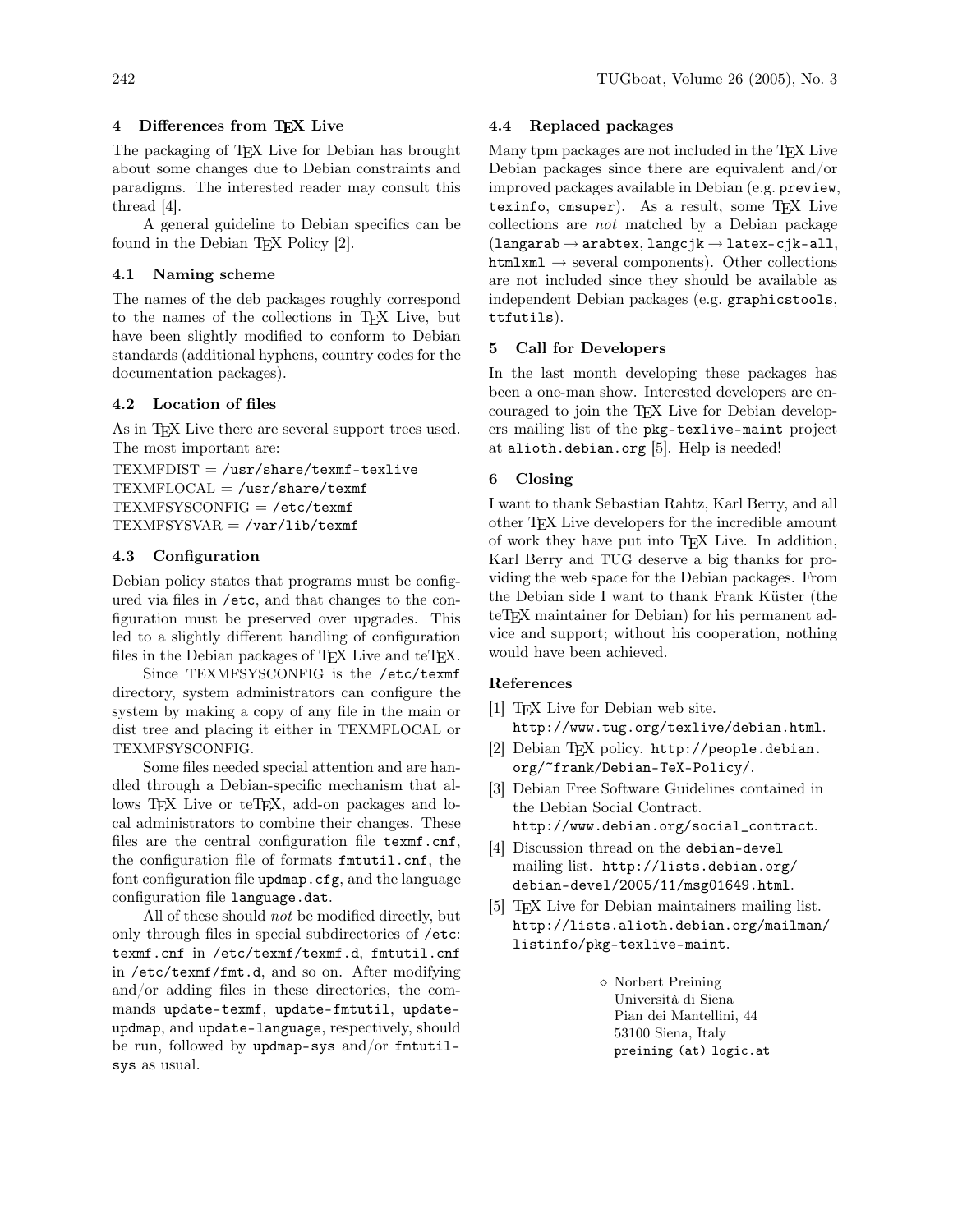## 4 Differences from TeX Live

The packaging of TeX Live for Debian has brought about some changes due to Debian constraints and paradigms. The interested reader may consult this thread [4].

A general guideline to Debian specifics can be found in the Debian TeX Policy [2].

### 4.1 Naming scheme

The names of the deb packages roughly correspond to the names of the collections in TeX Live, but have been slightly modified to conform to Debian standards (additional hyphens, country codes for the documentation packages).

### 4.2 Location of files

As in TeX Live there are several support trees used. The most important are:

TEXMFDIST = `/usr/share/texmf-texlive`
TEXMFLOCAL = `/usr/share/texmf`
TEXMFSYSCONFIG = `/etc/texmf`
TEXMFSYSVAR = `/var/lib/texmf`

### 4.3 Configuration

Debian policy states that programs must be configured via files in `/etc`, and that changes to the configuration must be preserved over upgrades. This led to a slightly different handling of configuration files in the Debian packages of TeX Live and teTeX.

Since TEXMFSYSCONFIG is the `/etc/texmf` directory, system administrators can configure the system by making a copy of any file in the main or dist tree and placing it either in TEXMFLOCAL or TEXMFSYSCONFIG.

Some files needed special attention and are handled through a Debian-specific mechanism that allows TeX Live or teTeX, add-on packages and local administrators to combine their changes. These files are the central configuration file `texmf.cnf`, the configuration file of formats `fmtutil.cnf`, the font configuration file `updmap.cfg`, and the language configuration file `language.dat`.

All of these should *not* be modified directly, but only through files in special subdirectories of `/etc`: `texmf.cnf` in `/etc/texmf/texmf.d`, `fmtutil.cnf` in `/etc/texmf/fmt.d`, and so on. After modifying and/or adding files in these directories, the commands `update-texmf`, `update-fmtutil`, `update-updmap`, and `update-language`, respectively, should be run, followed by `updmap-sys` and/or `fmtutil-sys` as usual.

### 4.4 Replaced packages

Many tpm packages are not included in the TeX Live Debian packages since there are equivalent and/or improved packages available in Debian (e.g. `preview`, `texinfo`, `cmsuper`). As a result, some TeX Live collections are *not* matched by a Debian package (`langarab` → `arabtex`, `langcjk` → `latex-cjk-all`, `htmlxml` → several components). Other collections are not included since they should be available as independent Debian packages (e.g. `graphicstools`, `ttfutils`).

## 5 Call for Developers

In the last month developing these packages has been a one-man show. Interested developers are encouraged to join the TeX Live for Debian developers mailing list of the `pkg-texlive-maint` project at `alioth.debian.org` [5]. Help is needed!

## 6 Closing

I want to thank Sebastian Rahtz, Karl Berry, and all other TeX Live developers for the incredible amount of work they have put into TeX Live. In addition, Karl Berry and TUG deserve a big thanks for providing the web space for the Debian packages. From the Debian side I want to thank Frank Küster (the teTeX maintainer for Debian) for his permanent advice and support; without his cooperation, nothing would have been achieved.

## References

[1] TeX Live for Debian web site. `http://www.tug.org/texlive/debian.html`.

[2] Debian TeX policy. `http://people.debian.org/~frank/Debian-TeX-Policy/`.

[3] Debian Free Software Guidelines contained in the Debian Social Contract. `http://www.debian.org/social_contract`.

[4] Discussion thread on the `debian-devel` mailing list. `http://lists.debian.org/debian-devel/2005/11/msg01649.html`.

[5] TeX Live for Debian maintainers mailing list. `http://lists.alioth.debian.org/mailman/listinfo/pkg-texlive-maint`.

⋄ Norbert Preining
Università di Siena
Pian dei Mantellini, 44
53100 Siena, Italy
`preining (at) logic.at`